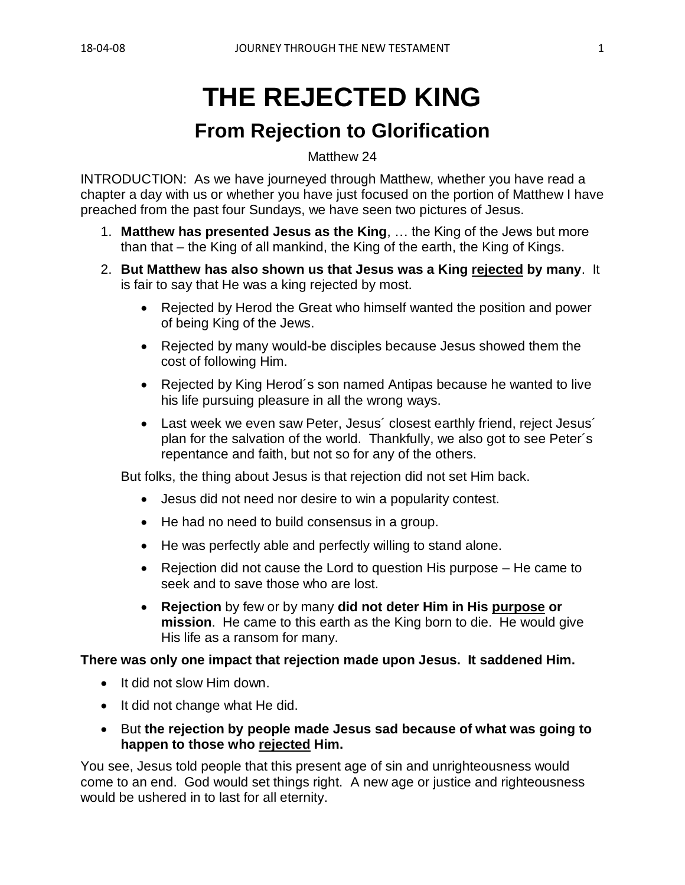# THE REJECTED KING

## From Rejection to Glorification

Matthew 24

INTRODUCTION: As we have journeyed through Matthew, whether you have read a chapter a day with us or whether you have just focused on the portion of Matthew I have preached from the past four Sundays, we have seen two pictures of Jesus.

1. **Matthew has presented Jesus as the King**, … the King of the Jews but more than that – the King of all mankind, the King of the earth, the King of Kings.
2. **But Matthew has also shown us that Jesus was a King <u>rejected</u> by many**. It is fair to say that He was a king rejected by most.
   - Rejected by Herod the Great who himself wanted the position and power of being King of the Jews.
   - Rejected by many would-be disciples because Jesus showed them the cost of following Him.
   - Rejected by King Herod´s son named Antipas because he wanted to live his life pursuing pleasure in all the wrong ways.
   - Last week we even saw Peter, Jesus´ closest earthly friend, reject Jesus´ plan for the salvation of the world. Thankfully, we also got to see Peter´s repentance and faith, but not so for any of the others.

   But folks, the thing about Jesus is that rejection did not set Him back.

   - Jesus did not need nor desire to win a popularity contest.
   - He had no need to build consensus in a group.
   - He was perfectly able and perfectly willing to stand alone.
   - Rejection did not cause the Lord to question His purpose – He came to seek and to save those who are lost.
   - **Rejection** by few or by many **did not deter Him in His <u>purpose</u> or mission**. He came to this earth as the King born to die. He would give His life as a ransom for many.

**There was only one impact that rejection made upon Jesus. It saddened Him.**

- It did not slow Him down.
- It did not change what He did.
- But **the rejection by people made Jesus sad because of what was going to happen to those who <u>rejected</u> Him.**

You see, Jesus told people that this present age of sin and unrighteousness would come to an end. God would set things right. A new age or justice and righteousness would be ushered in to last for all eternity.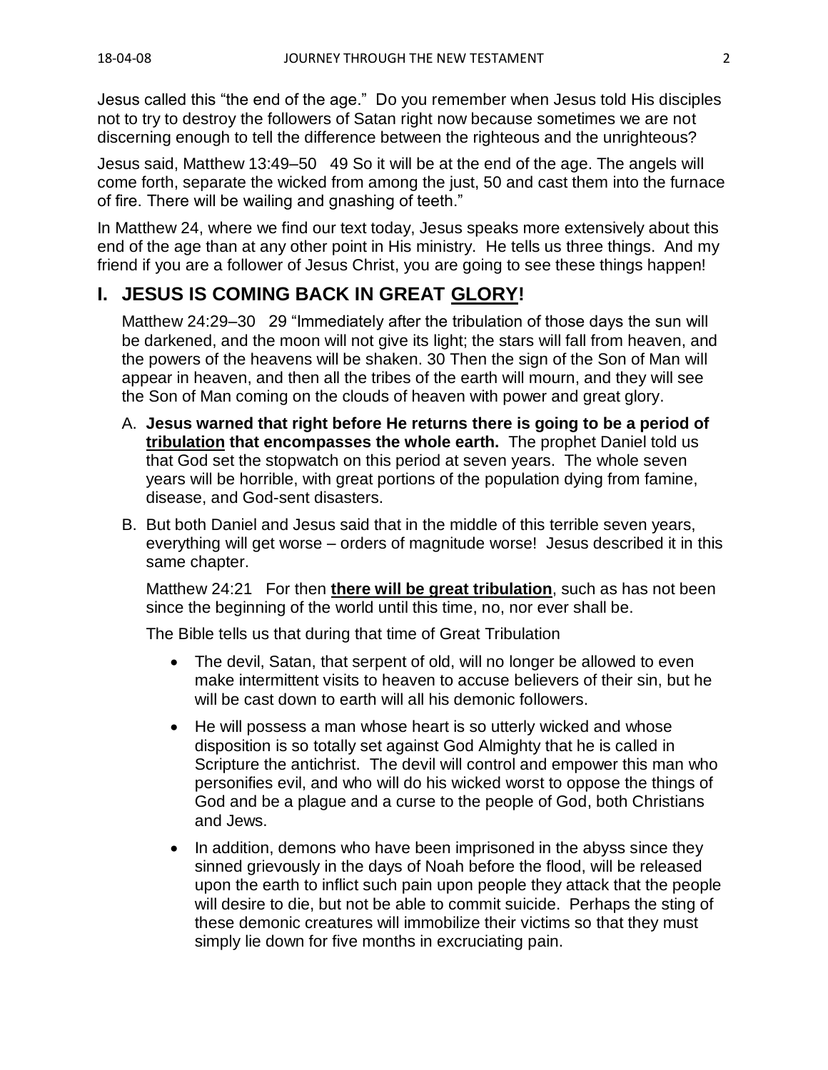Jesus called this "the end of the age." Do you remember when Jesus told His disciples not to try to destroy the followers of Satan right now because sometimes we are not discerning enough to tell the difference between the righteous and the unrighteous?

Jesus said, Matthew 13:49–50 49 So it will be at the end of the age. The angels will come forth, separate the wicked from among the just, 50 and cast them into the furnace of fire. There will be wailing and gnashing of teeth."

In Matthew 24, where we find our text today, Jesus speaks more extensively about this end of the age than at any other point in His ministry. He tells us three things. And my friend if you are a follower of Jesus Christ, you are going to see these things happen!

## I. JESUS IS COMING BACK IN GREAT <u>GLORY</u>!

Matthew 24:29–30 29 "Immediately after the tribulation of those days the sun will be darkened, and the moon will not give its light; the stars will fall from heaven, and the powers of the heavens will be shaken. 30 Then the sign of the Son of Man will appear in heaven, and then all the tribes of the earth will mourn, and they will see the Son of Man coming on the clouds of heaven with power and great glory.

A. **Jesus warned that right before He returns there is going to be a period of <u>tribulation</u> that encompasses the whole earth.** The prophet Daniel told us that God set the stopwatch on this period at seven years. The whole seven years will be horrible, with great portions of the population dying from famine, disease, and God-sent disasters.

B. But both Daniel and Jesus said that in the middle of this terrible seven years, everything will get worse – orders of magnitude worse! Jesus described it in this same chapter.

Matthew 24:21 For then **<u>there will be great tribulation</u>**, such as has not been since the beginning of the world until this time, no, nor ever shall be.

The Bible tells us that during that time of Great Tribulation

- The devil, Satan, that serpent of old, will no longer be allowed to even make intermittent visits to heaven to accuse believers of their sin, but he will be cast down to earth will all his demonic followers.
- He will possess a man whose heart is so utterly wicked and whose disposition is so totally set against God Almighty that he is called in Scripture the antichrist. The devil will control and empower this man who personifies evil, and who will do his wicked worst to oppose the things of God and be a plague and a curse to the people of God, both Christians and Jews.
- In addition, demons who have been imprisoned in the abyss since they sinned grievously in the days of Noah before the flood, will be released upon the earth to inflict such pain upon people they attack that the people will desire to die, but not be able to commit suicide. Perhaps the sting of these demonic creatures will immobilize their victims so that they must simply lie down for five months in excruciating pain.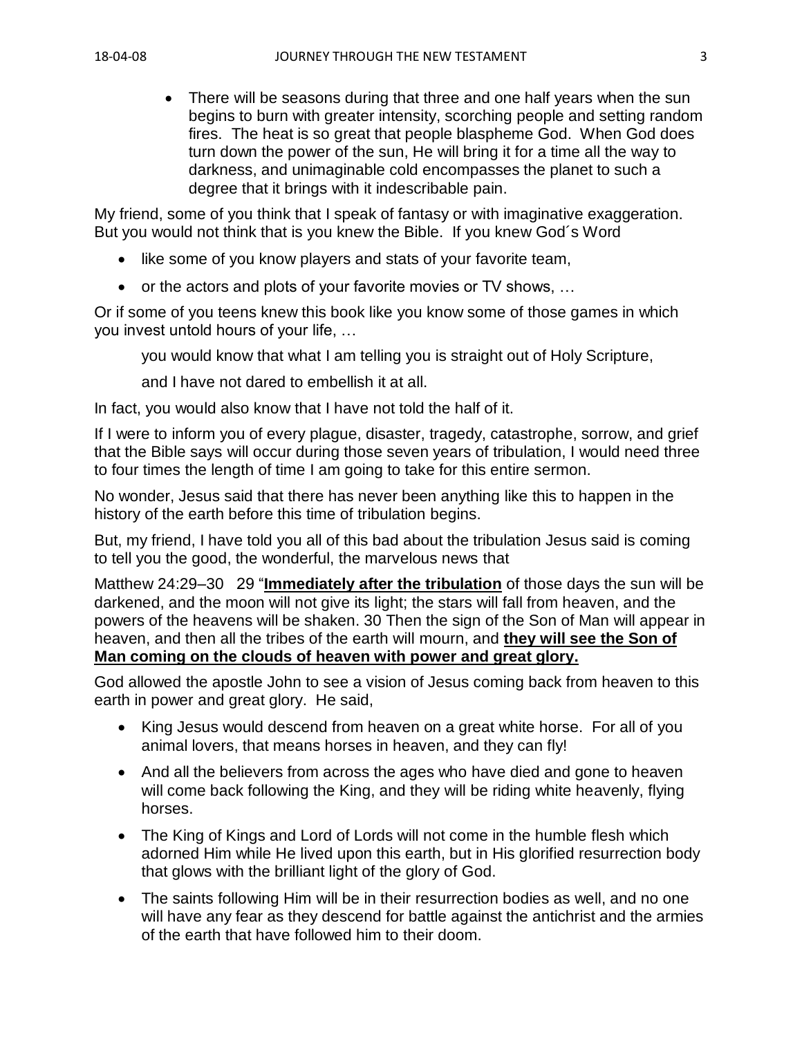- There will be seasons during that three and one half years when the sun begins to burn with greater intensity, scorching people and setting random fires. The heat is so great that people blaspheme God. When God does turn down the power of the sun, He will bring it for a time all the way to darkness, and unimaginable cold encompasses the planet to such a degree that it brings with it indescribable pain.

My friend, some of you think that I speak of fantasy or with imaginative exaggeration. But you would not think that is you knew the Bible. If you knew God´s Word

- like some of you know players and stats of your favorite team,
- or the actors and plots of your favorite movies or TV shows, …

Or if some of you teens knew this book like you know some of those games in which you invest untold hours of your life, …

> you would know that what I am telling you is straight out of Holy Scripture,
>
> and I have not dared to embellish it at all.

In fact, you would also know that I have not told the half of it.

If I were to inform you of every plague, disaster, tragedy, catastrophe, sorrow, and grief that the Bible says will occur during those seven years of tribulation, I would need three to four times the length of time I am going to take for this entire sermon.

No wonder, Jesus said that there has never been anything like this to happen in the history of the earth before this time of tribulation begins.

But, my friend, I have told you all of this bad about the tribulation Jesus said is coming to tell you the good, the wonderful, the marvelous news that

Matthew 24:29–30 29 "**<u>Immediately after the tribulation</u>** of those days the sun will be darkened, and the moon will not give its light; the stars will fall from heaven, and the powers of the heavens will be shaken. 30 Then the sign of the Son of Man will appear in heaven, and then all the tribes of the earth will mourn, and **<u>they will see the Son of Man coming on the clouds of heaven with power and great glory.</u>**

God allowed the apostle John to see a vision of Jesus coming back from heaven to this earth in power and great glory. He said,

- King Jesus would descend from heaven on a great white horse. For all of you animal lovers, that means horses in heaven, and they can fly!
- And all the believers from across the ages who have died and gone to heaven will come back following the King, and they will be riding white heavenly, flying horses.
- The King of Kings and Lord of Lords will not come in the humble flesh which adorned Him while He lived upon this earth, but in His glorified resurrection body that glows with the brilliant light of the glory of God.
- The saints following Him will be in their resurrection bodies as well, and no one will have any fear as they descend for battle against the antichrist and the armies of the earth that have followed him to their doom.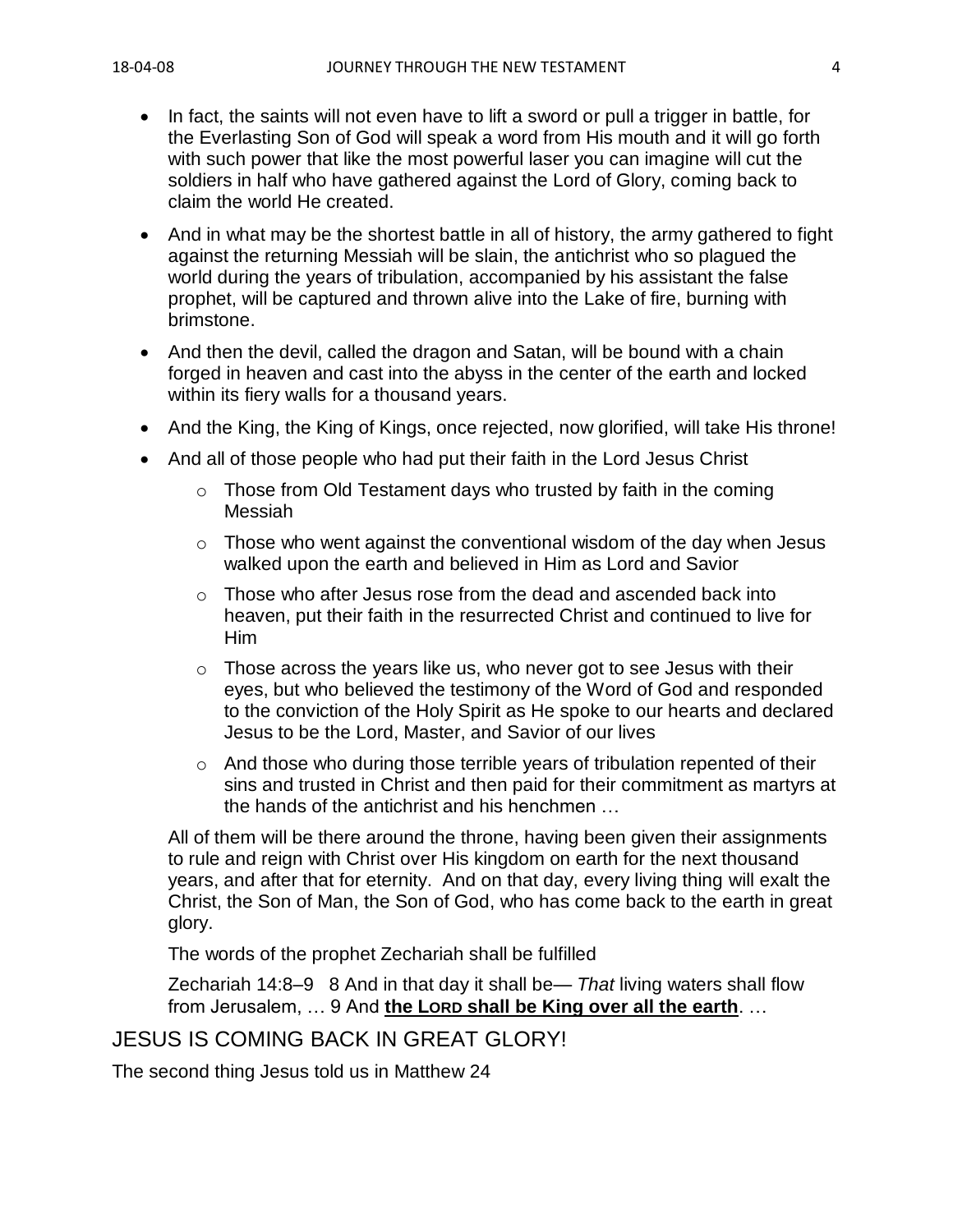- In fact, the saints will not even have to lift a sword or pull a trigger in battle, for the Everlasting Son of God will speak a word from His mouth and it will go forth with such power that like the most powerful laser you can imagine will cut the soldiers in half who have gathered against the Lord of Glory, coming back to claim the world He created.
- And in what may be the shortest battle in all of history, the army gathered to fight against the returning Messiah will be slain, the antichrist who so plagued the world during the years of tribulation, accompanied by his assistant the false prophet, will be captured and thrown alive into the Lake of fire, burning with brimstone.
- And then the devil, called the dragon and Satan, will be bound with a chain forged in heaven and cast into the abyss in the center of the earth and locked within its fiery walls for a thousand years.
- And the King, the King of Kings, once rejected, now glorified, will take His throne!
- And all of those people who had put their faith in the Lord Jesus Christ
    - Those from Old Testament days who trusted by faith in the coming Messiah
    - Those who went against the conventional wisdom of the day when Jesus walked upon the earth and believed in Him as Lord and Savior
    - Those who after Jesus rose from the dead and ascended back into heaven, put their faith in the resurrected Christ and continued to live for Him
    - Those across the years like us, who never got to see Jesus with their eyes, but who believed the testimony of the Word of God and responded to the conviction of the Holy Spirit as He spoke to our hearts and declared Jesus to be the Lord, Master, and Savior of our lives
    - And those who during those terrible years of tribulation repented of their sins and trusted in Christ and then paid for their commitment as martyrs at the hands of the antichrist and his henchmen …

  All of them will be there around the throne, having been given their assignments to rule and reign with Christ over His kingdom on earth for the next thousand years, and after that for eternity. And on that day, every living thing will exalt the Christ, the Son of Man, the Son of God, who has come back to the earth in great glory.

  The words of the prophet Zechariah shall be fulfilled

  Zechariah 14:8–9 8 And in that day it shall be— *That* living waters shall flow from Jerusalem, … 9 And **the LORD shall be King over all the earth**. …

## JESUS IS COMING BACK IN GREAT GLORY!

The second thing Jesus told us in Matthew 24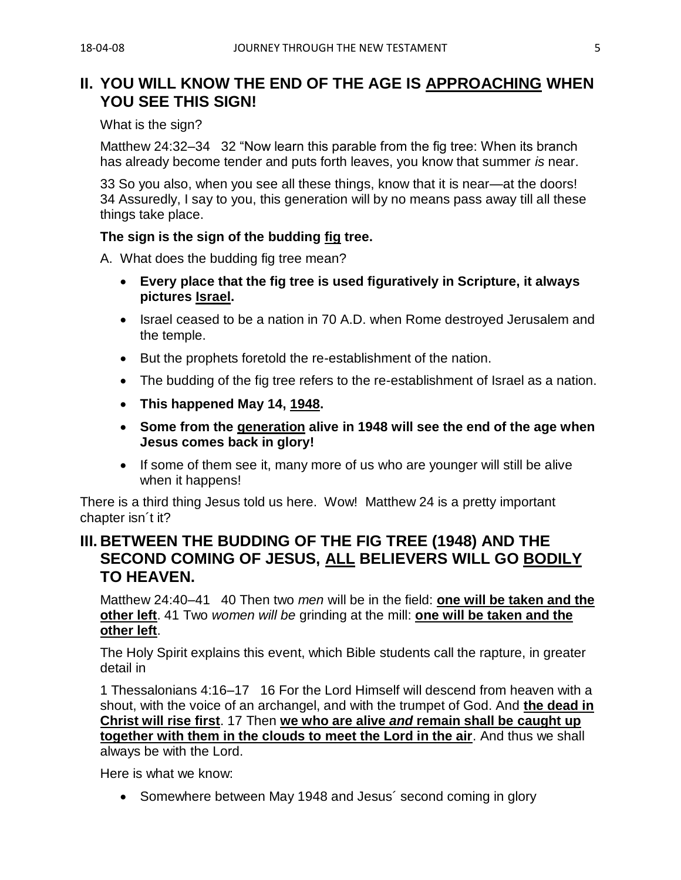## II. YOU WILL KNOW THE END OF THE AGE IS <u>APPROACHING</u> WHEN YOU SEE THIS SIGN!

What is the sign?

Matthew 24:32–34   32 "Now learn this parable from the fig tree: When its branch has already become tender and puts forth leaves, you know that summer *is* near.

33 So you also, when you see all these things, know that it is near—at the doors! 34 Assuredly, I say to you, this generation will by no means pass away till all these things take place.

**The sign is the sign of the budding <u>fig</u> tree.**

A. What does the budding fig tree mean?

- **Every place that the fig tree is used figuratively in Scripture, it always pictures <u>Israel</u>.**
- Israel ceased to be a nation in 70 A.D. when Rome destroyed Jerusalem and the temple.
- But the prophets foretold the re-establishment of the nation.
- The budding of the fig tree refers to the re-establishment of Israel as a nation.
- **This happened May 14, <u>1948</u>.**
- **Some from the <u>generation</u> alive in 1948 will see the end of the age when Jesus comes back in glory!**
- If some of them see it, many more of us who are younger will still be alive when it happens!

There is a third thing Jesus told us here. Wow! Matthew 24 is a pretty important chapter isn´t it?

## III. BETWEEN THE BUDDING OF THE FIG TREE (1948) AND THE SECOND COMING OF JESUS, <u>ALL</u> BELIEVERS WILL GO <u>BODILY</u> TO HEAVEN.

Matthew 24:40–41   40 Then two *men* will be in the field: **<u>one will be taken and the other left</u>**. 41 Two *women will be* grinding at the mill: **<u>one will be taken and the other left</u>**.

The Holy Spirit explains this event, which Bible students call the rapture, in greater detail in

1 Thessalonians 4:16–17   16 For the Lord Himself will descend from heaven with a shout, with the voice of an archangel, and with the trumpet of God. And **<u>the dead in Christ will rise first</u>**. 17 Then **<u>we who are alive *and* remain shall be caught up together with them in the clouds to meet the Lord in the air</u>**. And thus we shall always be with the Lord.

Here is what we know:

- Somewhere between May 1948 and Jesus´ second coming in glory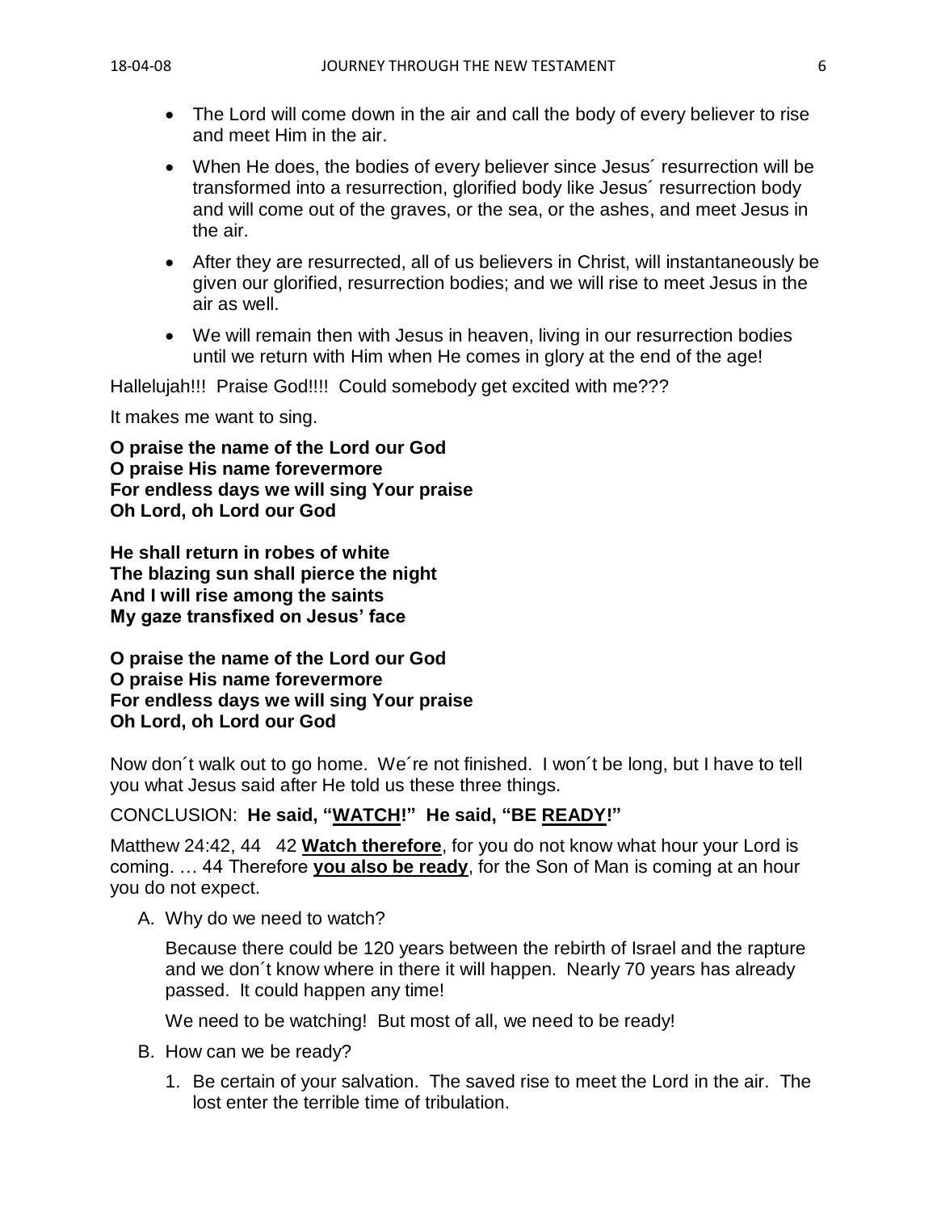- The Lord will come down in the air and call the body of every believer to rise and meet Him in the air.
- When He does, the bodies of every believer since Jesus´ resurrection will be transformed into a resurrection, glorified body like Jesus´ resurrection body and will come out of the graves, or the sea, or the ashes, and meet Jesus in the air.
- After they are resurrected, all of us believers in Christ, will instantaneously be given our glorified, resurrection bodies; and we will rise to meet Jesus in the air as well.
- We will remain then with Jesus in heaven, living in our resurrection bodies until we return with Him when He comes in glory at the end of the age!

Hallelujah!!! Praise God!!!! Could somebody get excited with me???

It makes me want to sing.

**O praise the name of the Lord our God**
**O praise His name forevermore**
**For endless days we will sing Your praise**
**Oh Lord, oh Lord our God**

**He shall return in robes of white**
**The blazing sun shall pierce the night**
**And I will rise among the saints**
**My gaze transfixed on Jesus' face**

**O praise the name of the Lord our God**
**O praise His name forevermore**
**For endless days we will sing Your praise**
**Oh Lord, oh Lord our God**

Now don´t walk out to go home. We´re not finished. I won´t be long, but I have to tell you what Jesus said after He told us these three things.

CONCLUSION: **He said, "<u>WATCH</u>!" He said, "BE <u>READY</u>!"**

Matthew 24:42, 44 42 **<u>Watch therefore</u>**, for you do not know what hour your Lord is coming. … 44 Therefore **<u>you also be ready</u>**, for the Son of Man is coming at an hour you do not expect.

A. Why do we need to watch?

   Because there could be 120 years between the rebirth of Israel and the rapture and we don´t know where in there it will happen. Nearly 70 years has already passed. It could happen any time!

   We need to be watching! But most of all, we need to be ready!

B. How can we be ready?

   1. Be certain of your salvation. The saved rise to meet the Lord in the air. The lost enter the terrible time of tribulation.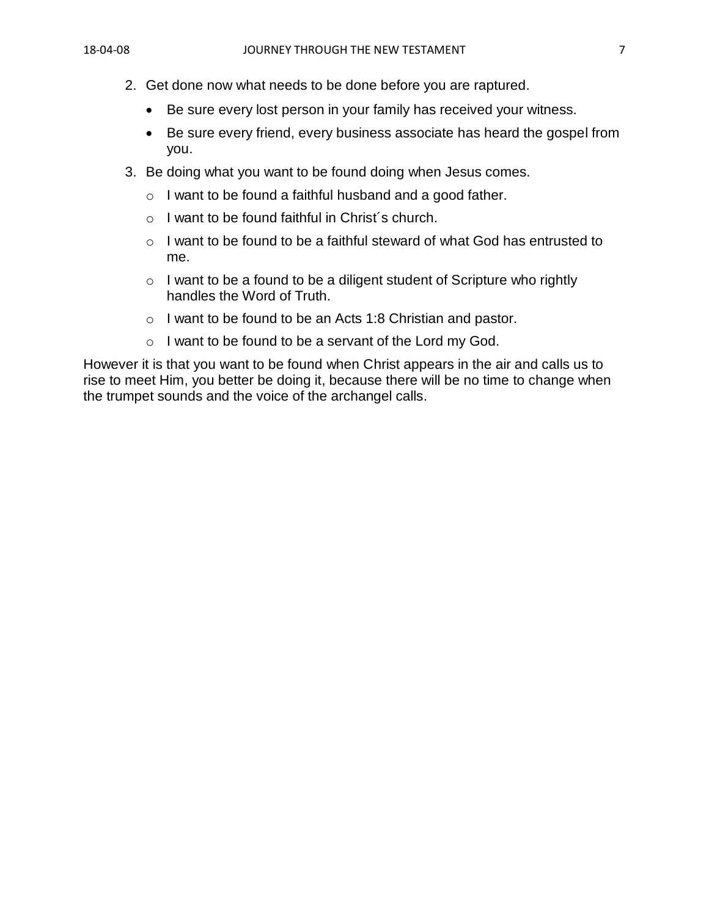2. Get done now what needs to be done before you are raptured.
   - Be sure every lost person in your family has received your witness.
   - Be sure every friend, every business associate has heard the gospel from you.
3. Be doing what you want to be found doing when Jesus comes.
   - I want to be found a faithful husband and a good father.
   - I want to be found faithful in Christ´s church.
   - I want to be found to be a faithful steward of what God has entrusted to me.
   - I want to be a found to be a diligent student of Scripture who rightly handles the Word of Truth.
   - I want to be found to be an Acts 1:8 Christian and pastor.
   - I want to be found to be a servant of the Lord my God.

However it is that you want to be found when Christ appears in the air and calls us to rise to meet Him, you better be doing it, because there will be no time to change when the trumpet sounds and the voice of the archangel calls.